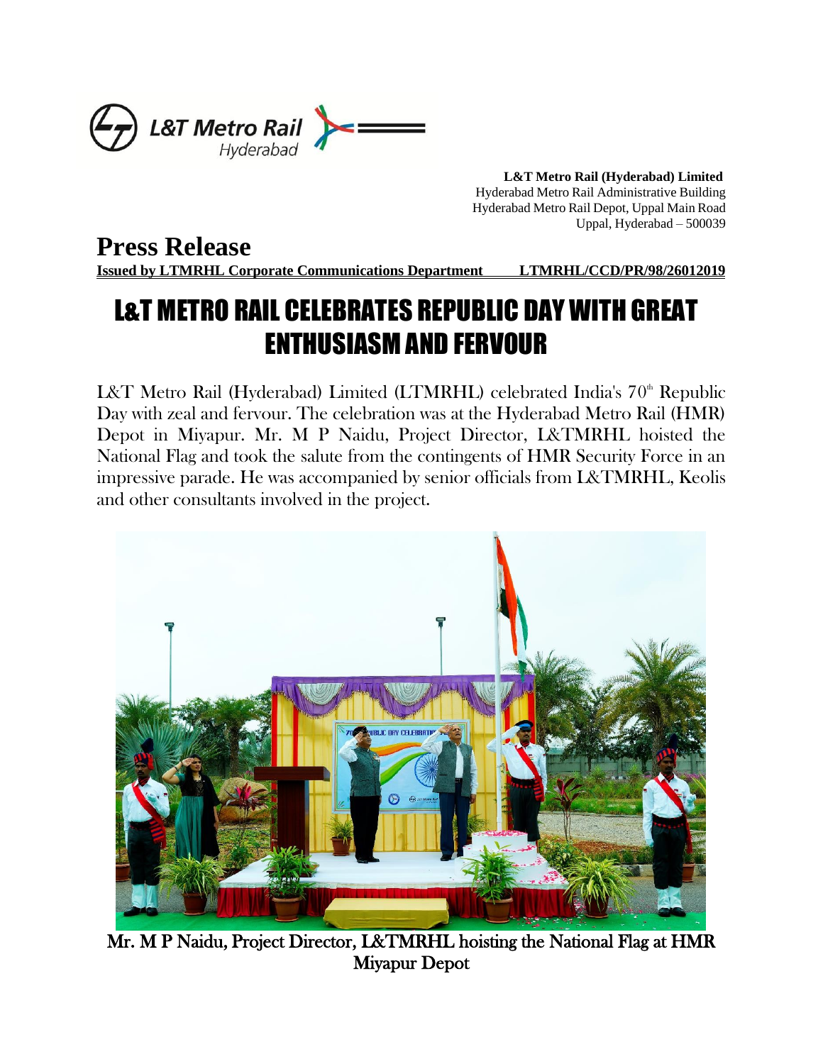**L&T Metro Rail (Hyderabad) Limited**
Hyderabad Metro Rail Administrative Building
Hyderabad Metro Rail Depot, Uppal Main Road
Uppal, Hyderabad – 500039

# Press Release

**Issued by LTMRHL Corporate Communications Department LTMRHL/CCD/PR/98/26012019**

## L&T METRO RAIL CELEBRATES REPUBLIC DAY WITH GREAT ENTHUSIASM AND FERVOUR

L&T Metro Rail (Hyderabad) Limited (LTMRHL) celebrated India's 70th Republic Day with zeal and fervour. The celebration was at the Hyderabad Metro Rail (HMR) Depot in Miyapur. Mr. M P Naidu, Project Director, L&TMRHL hoisted the National Flag and took the salute from the contingents of HMR Security Force in an impressive parade. He was accompanied by senior officials from L&TMRHL, Keolis and other consultants involved in the project.

Mr. M P Naidu, Project Director, L&TMRHL hoisting the National Flag at HMR Miyapur Depot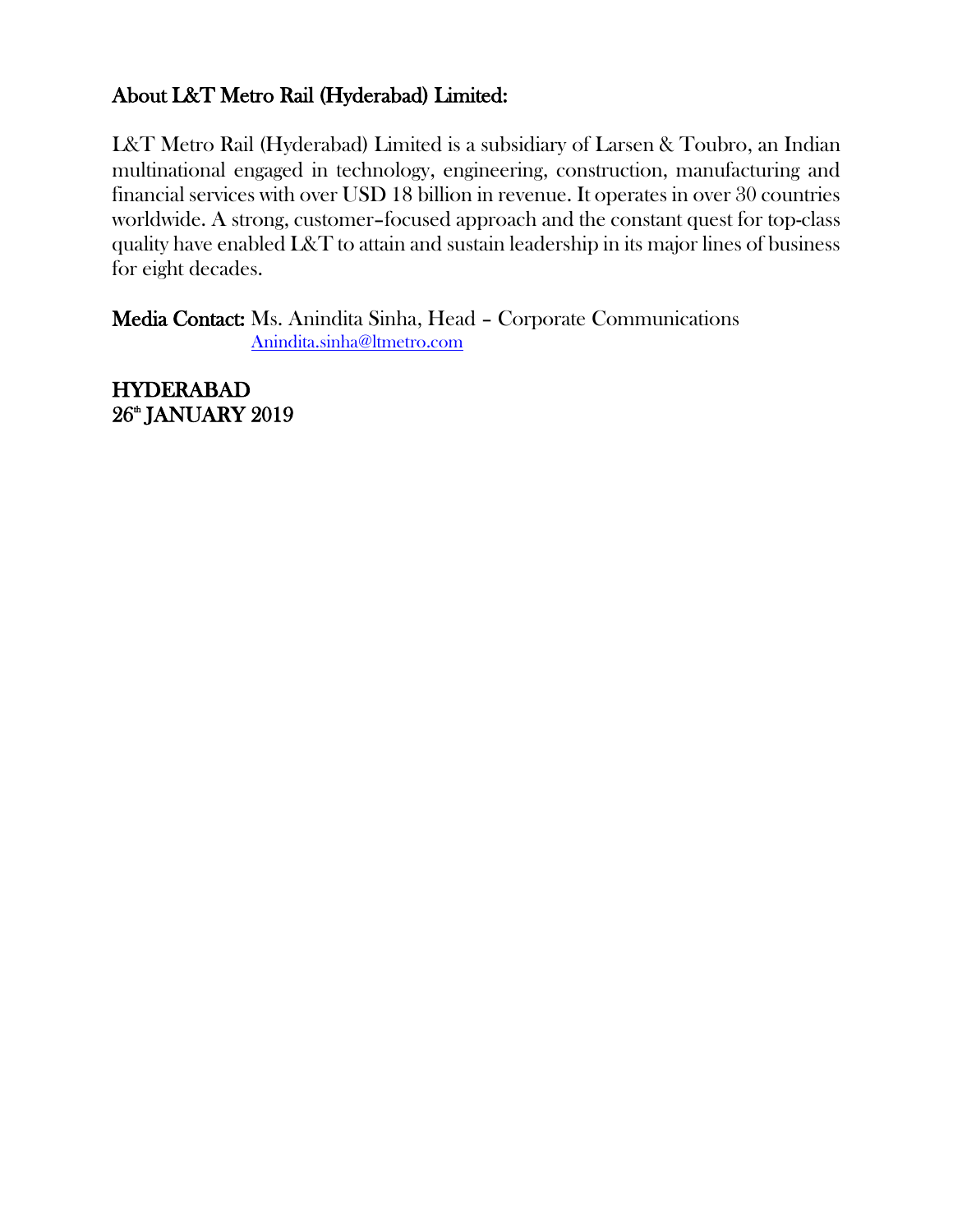## About L&T Metro Rail (Hyderabad) Limited:

L&T Metro Rail (Hyderabad) Limited is a subsidiary of Larsen & Toubro, an Indian multinational engaged in technology, engineering, construction, manufacturing and financial services with over USD 18 billion in revenue. It operates in over 30 countries worldwide. A strong, customer–focused approach and the constant quest for top-class quality have enabled L&T to attain and sustain leadership in its major lines of business for eight decades.

**Media Contact:** Ms. Anindita Sinha, Head – Corporate Communications
Anindita.sinha@ltmetro.com

HYDERABAD
26th JANUARY 2019